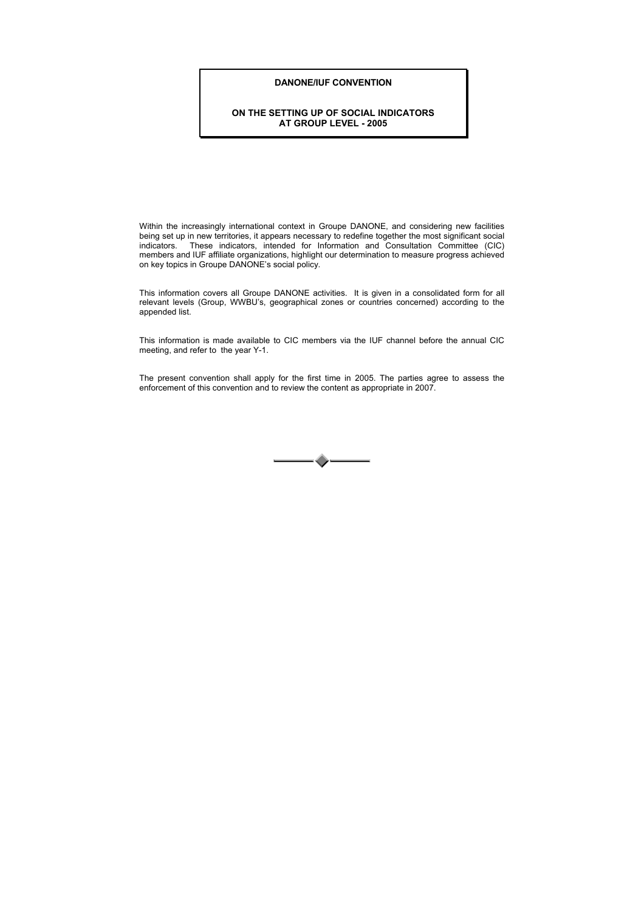# DANONE/IUF CONVENTION

## ON THE SETTING UP OF SOCIAL INDICATORS AT GROUP LEVEL - 2005

Within the increasingly international context in Groupe DANONE, and considering new facilities being set up in new territories, it appears necessary to redefine together the most significant social indicators. These indicators, intended for Information and Consultation Committee (CIC) members and IUF affiliate organizations, highlight our determination to measure progress achieved on key topics in Groupe DANONE's social policy.

This information covers all Groupe DANONE activities. It is given in a consolidated form for all relevant levels (Group, WWBU's, geographical zones or countries concerned) according to the appended list.

This information is made available to CIC members via the IUF channel before the annual CIC meeting, and refer to the year Y-1.

The present convention shall apply for the first time in 2005. The parties agree to assess the enforcement of this convention and to review the content as appropriate in 2007.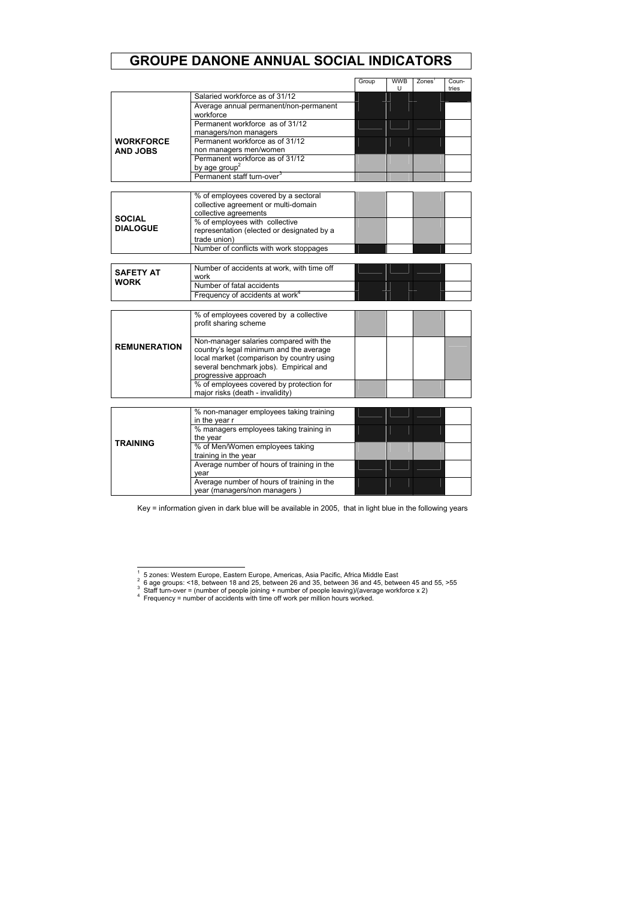# GROUPE DANONE ANNUAL SOCIAL INDICATORS

| | | Group | WWBU | Zones[1] | Countries |
|---|---|---|---|---|---|
| **WORKFORCE AND JOBS** | Salaried workforce as of 31/12 | | | | |
| | Average annual permanent/non-permanent workforce | | | | |
| | Permanent workforce as of 31/12 managers/non managers | | | | |
| | Permanent workforce as of 31/12 non managers men/women | | | | |
| | Permanent workforce as of 31/12 by age group[2] | | | | |
| | Permanent staff turn-over[3] | | | | |
| **SOCIAL DIALOGUE** | % of employees covered by a sectoral collective agreement or multi-domain collective agreements | | | | |
| | % of employees with collective representation (elected or designated by a trade union) | | | | |
| | Number of conflicts with work stoppages | | | | |
| **SAFETY AT WORK** | Number of accidents at work, with time off work | | | | |
| | Number of fatal accidents | | | | |
| | Frequency of accidents at work[4] | | | | |
| **REMUNERATION** | % of employees covered by a collective profit sharing scheme | | | | |
| | Non-manager salaries compared with the country's legal minimum and the average local market (comparison by country using several benchmark jobs). Empirical and progressive approach | | | | |
| | % of employees covered by protection for major risks (death - invalidity) | | | | |
| **TRAINING** | % non-manager employees taking training in the year r | | | | |
| | % managers employees taking training in the year | | | | |
| | % of Men/Women employees taking training in the year | | | | |
| | Average number of hours of training in the year | | | | |
| | Average number of hours of training in the year (managers/non managers ) | | | | |

Key = information given in dark blue will be available in 2005, that in light blue in the following years

---

[1] 5 zones: Western Europe, Eastern Europe, Americas, Asia Pacific, Africa Middle East

[2] 6 age groups: <18, between 18 and 25, between 26 and 35, between 36 and 45, between 45 and 55, >55

[3] Staff turn-over = (number of people joining + number of people leaving)/(average workforce x 2)

[4] Frequency = number of accidents with time off work per million hours worked.